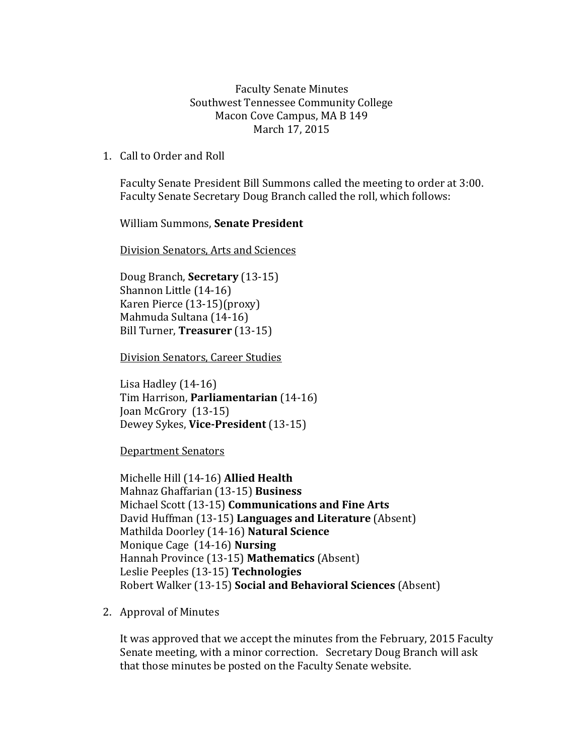# Faculty Senate Minutes
## Southwest Tennessee Community College
## Macon Cove Campus, MA B 149
## March 17, 2015

1. Call to Order and Roll

   Faculty Senate President Bill Summons called the meeting to order at 3:00. Faculty Senate Secretary Doug Branch called the roll, which follows:

   William Summons, **Senate President**

   Division Senators, Arts and Sciences

   Doug Branch, **Secretary** (13-15)
   Shannon Little (14-16)
   Karen Pierce (13-15)(proxy)
   Mahmuda Sultana (14-16)
   Bill Turner, **Treasurer** (13-15)

   Division Senators, Career Studies

   Lisa Hadley (14-16)
   Tim Harrison, **Parliamentarian** (14-16)
   Joan McGrory (13-15)
   Dewey Sykes, **Vice-President** (13-15)

   Department Senators

   Michelle Hill (14-16) **Allied Health**
   Mahnaz Ghaffarian (13-15) **Business**
   Michael Scott (13-15) **Communications and Fine Arts**
   David Huffman (13-15) **Languages and Literature** (Absent)
   Mathilda Doorley (14-16) **Natural Science**
   Monique Cage (14-16) **Nursing**
   Hannah Province (13-15) **Mathematics** (Absent)
   Leslie Peeples (13-15) **Technologies**
   Robert Walker (13-15) **Social and Behavioral Sciences** (Absent)

2. Approval of Minutes

   It was approved that we accept the minutes from the February, 2015 Faculty Senate meeting, with a minor correction. Secretary Doug Branch will ask that those minutes be posted on the Faculty Senate website.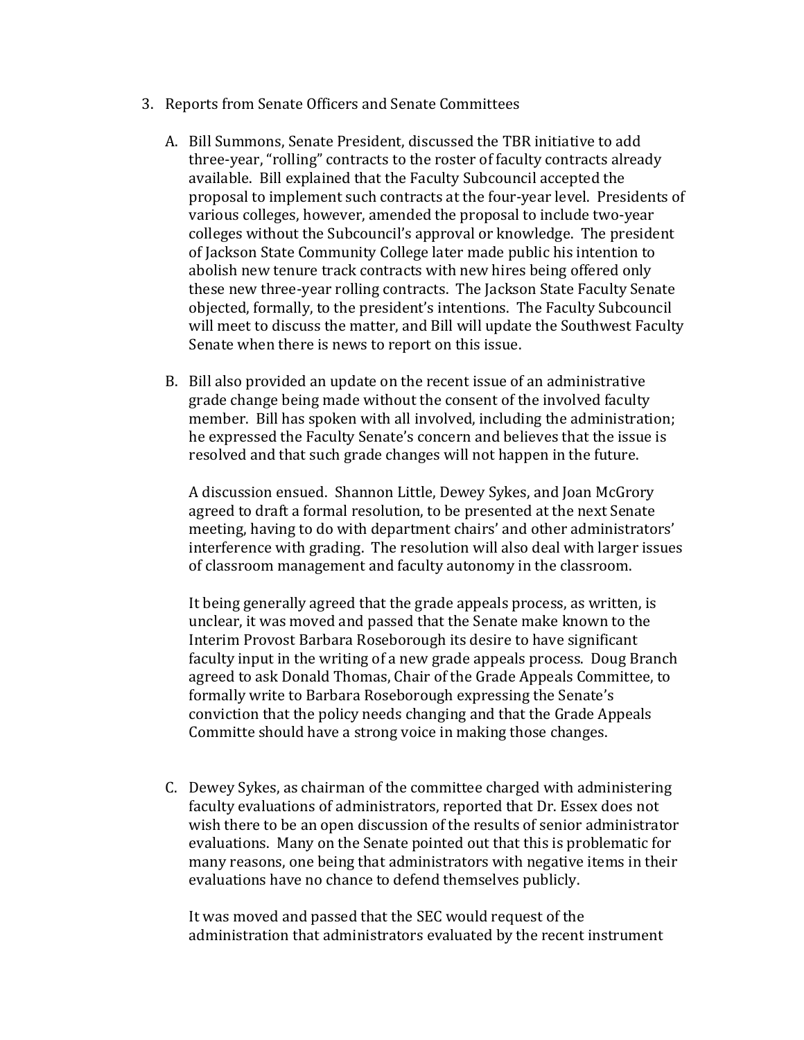3. Reports from Senate Officers and Senate Committees

   A. Bill Summons, Senate President, discussed the TBR initiative to add three-year, "rolling" contracts to the roster of faculty contracts already available. Bill explained that the Faculty Subcouncil accepted the proposal to implement such contracts at the four-year level. Presidents of various colleges, however, amended the proposal to include two-year colleges without the Subcouncil's approval or knowledge. The president of Jackson State Community College later made public his intention to abolish new tenure track contracts with new hires being offered only these new three-year rolling contracts. The Jackson State Faculty Senate objected, formally, to the president's intentions. The Faculty Subcouncil will meet to discuss the matter, and Bill will update the Southwest Faculty Senate when there is news to report on this issue.

   B. Bill also provided an update on the recent issue of an administrative grade change being made without the consent of the involved faculty member. Bill has spoken with all involved, including the administration; he expressed the Faculty Senate's concern and believes that the issue is resolved and that such grade changes will not happen in the future.

      A discussion ensued. Shannon Little, Dewey Sykes, and Joan McGrory agreed to draft a formal resolution, to be presented at the next Senate meeting, having to do with department chairs' and other administrators' interference with grading. The resolution will also deal with larger issues of classroom management and faculty autonomy in the classroom.

      It being generally agreed that the grade appeals process, as written, is unclear, it was moved and passed that the Senate make known to the Interim Provost Barbara Roseborough its desire to have significant faculty input in the writing of a new grade appeals process. Doug Branch agreed to ask Donald Thomas, Chair of the Grade Appeals Committee, to formally write to Barbara Roseborough expressing the Senate's conviction that the policy needs changing and that the Grade Appeals Committe should have a strong voice in making those changes.

   C. Dewey Sykes, as chairman of the committee charged with administering faculty evaluations of administrators, reported that Dr. Essex does not wish there to be an open discussion of the results of senior administrator evaluations. Many on the Senate pointed out that this is problematic for many reasons, one being that administrators with negative items in their evaluations have no chance to defend themselves publicly.

      It was moved and passed that the SEC would request of the administration that administrators evaluated by the recent instrument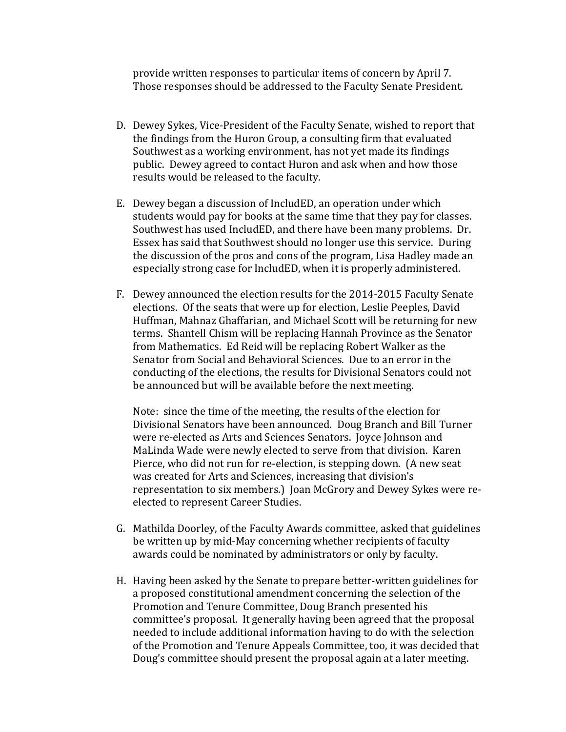provide written responses to particular items of concern by April 7. Those responses should be addressed to the Faculty Senate President.

D. Dewey Sykes, Vice-President of the Faculty Senate, wished to report that the findings from the Huron Group, a consulting firm that evaluated Southwest as a working environment, has not yet made its findings public. Dewey agreed to contact Huron and ask when and how those results would be released to the faculty.

E. Dewey began a discussion of IncludED, an operation under which students would pay for books at the same time that they pay for classes. Southwest has used IncludED, and there have been many problems. Dr. Essex has said that Southwest should no longer use this service. During the discussion of the pros and cons of the program, Lisa Hadley made an especially strong case for IncludED, when it is properly administered.

F. Dewey announced the election results for the 2014-2015 Faculty Senate elections. Of the seats that were up for election, Leslie Peeples, David Huffman, Mahnaz Ghaffarian, and Michael Scott will be returning for new terms. Shantell Chism will be replacing Hannah Province as the Senator from Mathematics. Ed Reid will be replacing Robert Walker as the Senator from Social and Behavioral Sciences. Due to an error in the conducting of the elections, the results for Divisional Senators could not be announced but will be available before the next meeting.

   Note: since the time of the meeting, the results of the election for Divisional Senators have been announced. Doug Branch and Bill Turner were re-elected as Arts and Sciences Senators. Joyce Johnson and MaLinda Wade were newly elected to serve from that division. Karen Pierce, who did not run for re-election, is stepping down. (A new seat was created for Arts and Sciences, increasing that division's representation to six members.) Joan McGrory and Dewey Sykes were re-elected to represent Career Studies.

G. Mathilda Doorley, of the Faculty Awards committee, asked that guidelines be written up by mid-May concerning whether recipients of faculty awards could be nominated by administrators or only by faculty.

H. Having been asked by the Senate to prepare better-written guidelines for a proposed constitutional amendment concerning the selection of the Promotion and Tenure Committee, Doug Branch presented his committee's proposal. It generally having been agreed that the proposal needed to include additional information having to do with the selection of the Promotion and Tenure Appeals Committee, too, it was decided that Doug's committee should present the proposal again at a later meeting.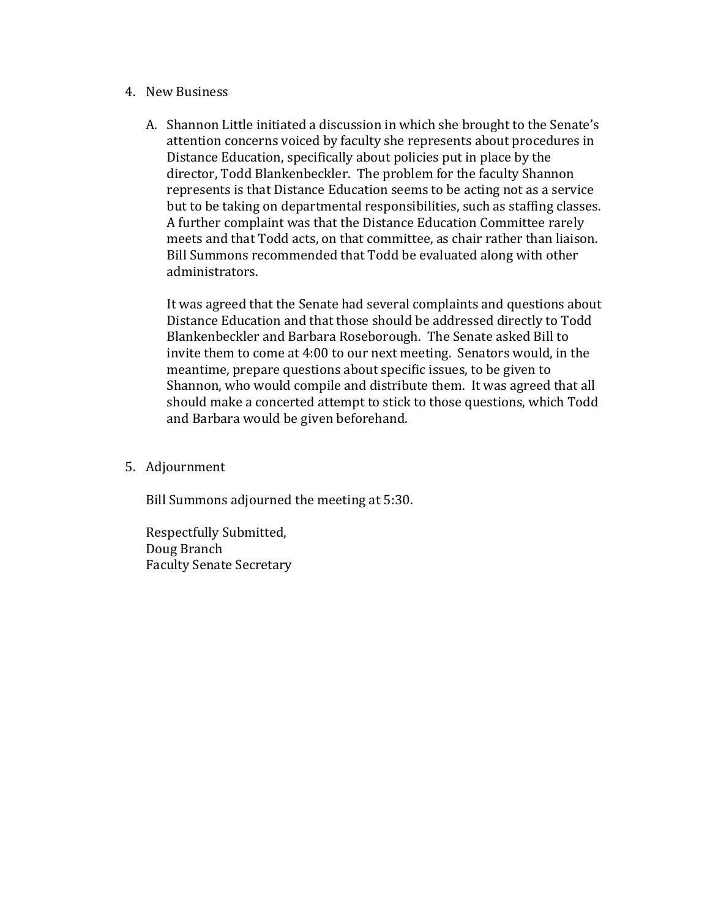4. New Business

   A. Shannon Little initiated a discussion in which she brought to the Senate's attention concerns voiced by faculty she represents about procedures in Distance Education, specifically about policies put in place by the director, Todd Blankenbeckler. The problem for the faculty Shannon represents is that Distance Education seems to be acting not as a service but to be taking on departmental responsibilities, such as staffing classes. A further complaint was that the Distance Education Committee rarely meets and that Todd acts, on that committee, as chair rather than liaison. Bill Summons recommended that Todd be evaluated along with other administrators.

      It was agreed that the Senate had several complaints and questions about Distance Education and that those should be addressed directly to Todd Blankenbeckler and Barbara Roseborough. The Senate asked Bill to invite them to come at 4:00 to our next meeting. Senators would, in the meantime, prepare questions about specific issues, to be given to Shannon, who would compile and distribute them. It was agreed that all should make a concerted attempt to stick to those questions, which Todd and Barbara would be given beforehand.

5. Adjournment

   Bill Summons adjourned the meeting at 5:30.

   Respectfully Submitted,
   Doug Branch
   Faculty Senate Secretary